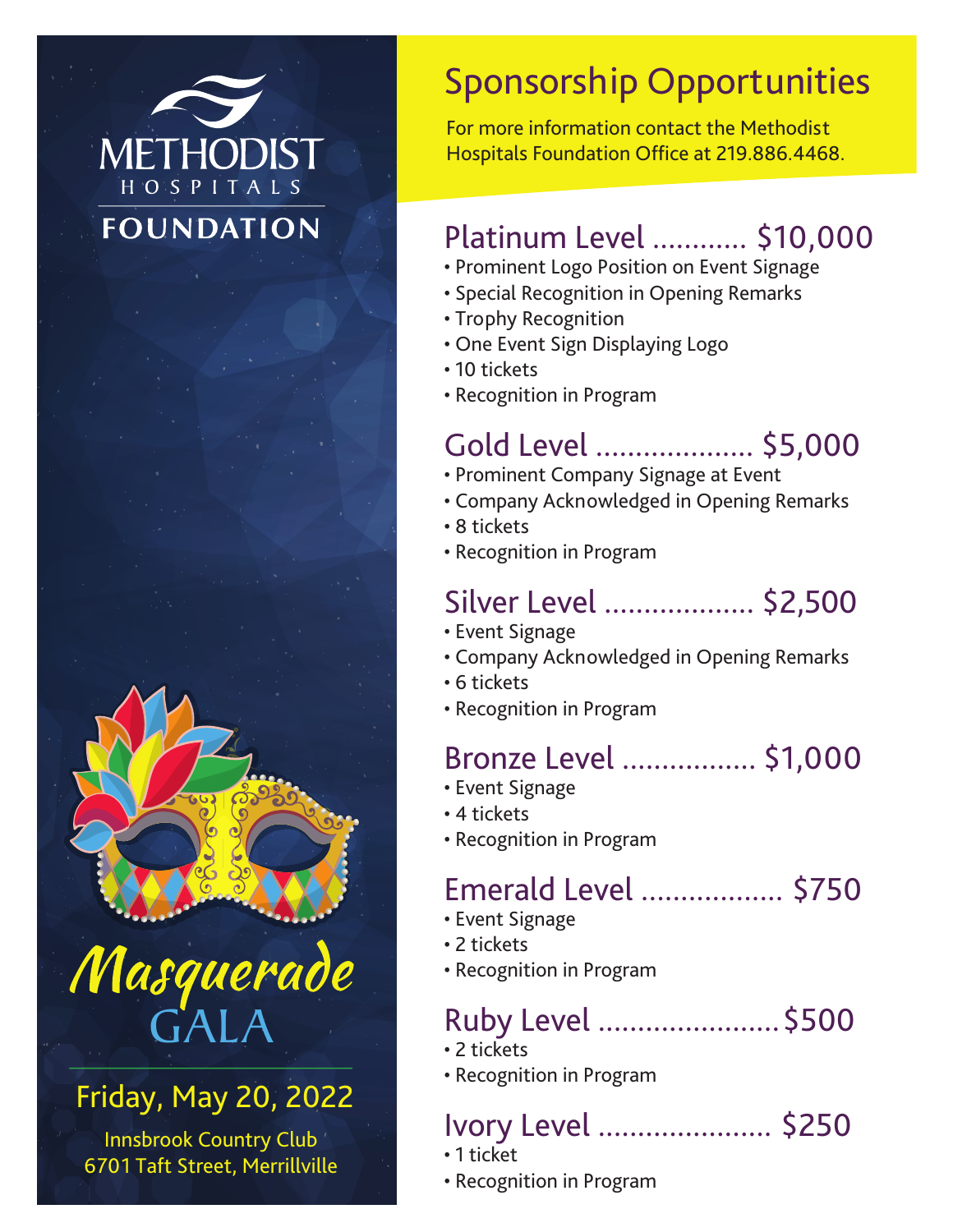# METHODIST HOSPITALS FOUNDATION

# Masquerade GALA

Friday, May 20, 2022

Innsbrook Country Club
6701 Taft Street, Merrillville

## Sponsorship Opportunities

For more information contact the Methodist Hospitals Foundation Office at 219.886.4468.

### Platinum Level ............ $10,000

- Prominent Logo Position on Event Signage
- Special Recognition in Opening Remarks
- Trophy Recognition
- One Event Sign Displaying Logo
- 10 tickets
- Recognition in Program

### Gold Level .................... $5,000

- Prominent Company Signage at Event
- Company Acknowledged in Opening Remarks
- 8 tickets
- Recognition in Program

### Silver Level ................... $2,500

- Event Signage
- Company Acknowledged in Opening Remarks
- 6 tickets
- Recognition in Program

### Bronze Level ................. $1,000

- Event Signage
- 4 tickets
- Recognition in Program

### Emerald Level .................. $750

- Event Signage
- 2 tickets
- Recognition in Program

### Ruby Level ........................ $500

- 2 tickets
- Recognition in Program

### Ivory Level ...................... $250

- 1 ticket
- Recognition in Program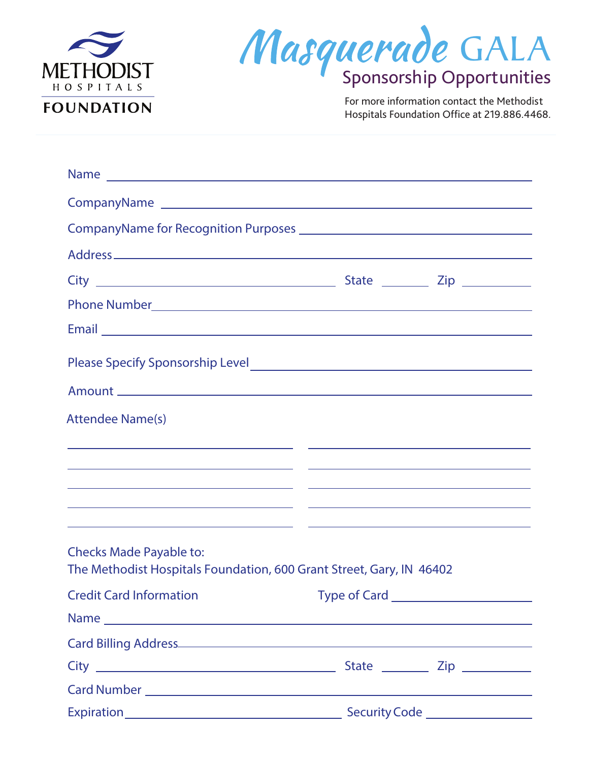METHODIST
HOSPITALS
FOUNDATION

# Masquerade GALA

## Sponsorship Opportunities

For more information contact the Methodist Hospitals Foundation Office at 219.886.4468.

Name ______________________________

CompanyName ______________________________

CompanyName for Recognition Purposes ______________________________

Address ______________________________

City ______________________________ State ________ Zip ___________

Phone Number ______________________________

Email ______________________________

Please Specify Sponsorship Level ______________________________

Amount ______________________________

Attendee Name(s)

______________________________ ______________________________

______________________________ ______________________________

______________________________ ______________________________

______________________________ ______________________________

______________________________ ______________________________

Checks Made Payable to:
The Methodist Hospitals Foundation, 600 Grant Street, Gary, IN 46402

Credit Card Information Type of Card ______________________________

Name ______________________________

Card Billing Address ______________________________

City ______________________________ State ________ Zip ___________

Card Number ______________________________

Expiration ______________________________ Security Code ________________